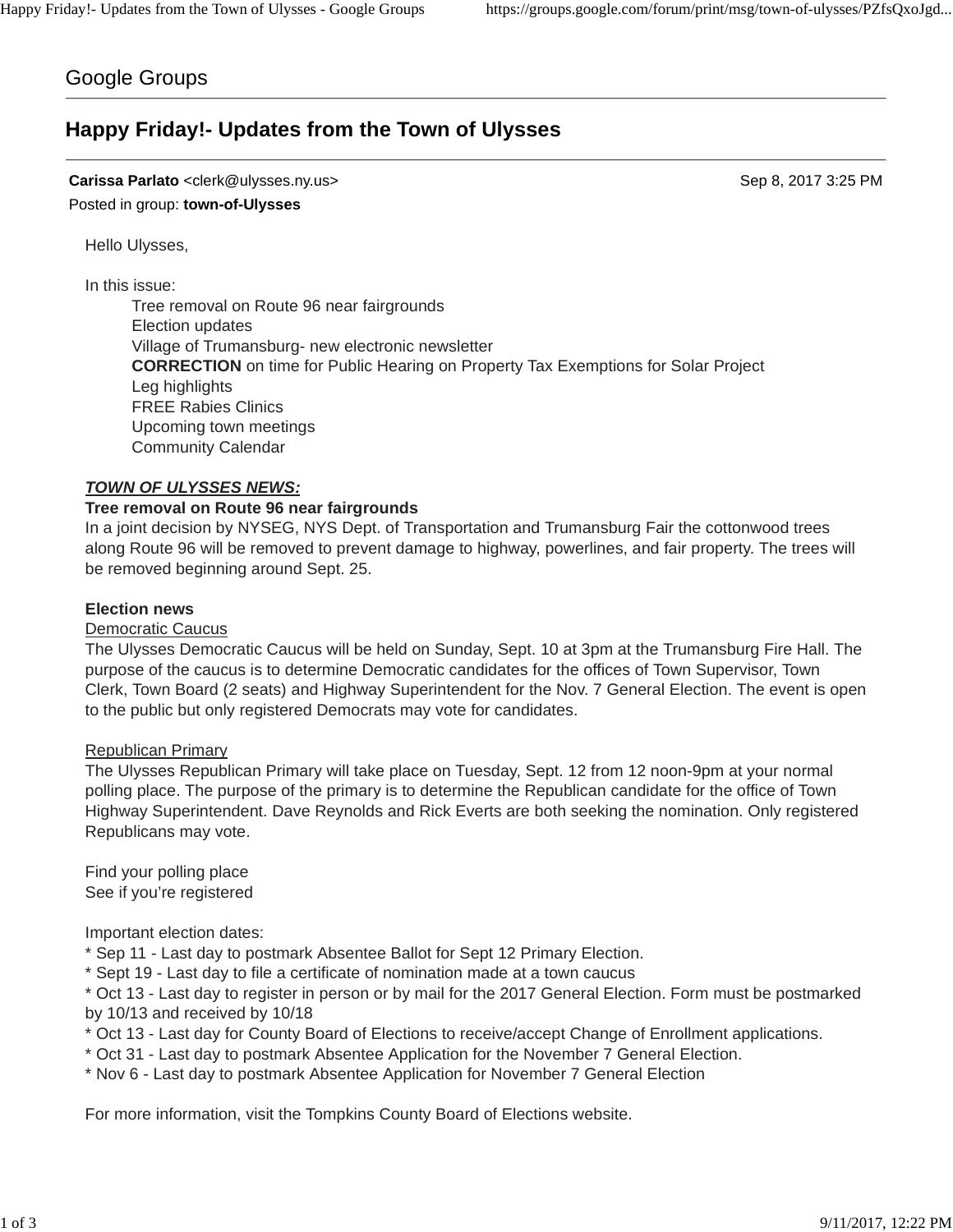Google Groups

# Happy Friday!- Updates from the Town of Ulysses

**Carissa Parlato** <clerk@ulysses.ny.us> Sep 8, 2017 3:25 PM

Posted in group: **town-of-Ulysses**

Hello Ulysses,

In this issue:

- Tree removal on Route 96 near fairgrounds
- Election updates
- Village of Trumansburg- new electronic newsletter
- **CORRECTION** on time for Public Hearing on Property Tax Exemptions for Solar Project
- Leg highlights
- FREE Rabies Clinics
- Upcoming town meetings
- Community Calendar

***TOWN OF ULYSSES NEWS:***

**Tree removal on Route 96 near fairgrounds**

In a joint decision by NYSEG, NYS Dept. of Transportation and Trumansburg Fair the cottonwood trees along Route 96 will be removed to prevent damage to highway, powerlines, and fair property. The trees will be removed beginning around Sept. 25.

**Election news**

Democratic Caucus

The Ulysses Democratic Caucus will be held on Sunday, Sept. 10 at 3pm at the Trumansburg Fire Hall. The purpose of the caucus is to determine Democratic candidates for the offices of Town Supervisor, Town Clerk, Town Board (2 seats) and Highway Superintendent for the Nov. 7 General Election. The event is open to the public but only registered Democrats may vote for candidates.

Republican Primary

The Ulysses Republican Primary will take place on Tuesday, Sept. 12 from 12 noon-9pm at your normal polling place. The purpose of the primary is to determine the Republican candidate for the office of Town Highway Superintendent. Dave Reynolds and Rick Everts are both seeking the nomination. Only registered Republicans may vote.

Find your polling place

See if you're registered

Important election dates:

* Sep 11 - Last day to postmark Absentee Ballot for Sept 12 Primary Election.
* Sept 19 - Last day to file a certificate of nomination made at a town caucus
* Oct 13 - Last day to register in person or by mail for the 2017 General Election. Form must be postmarked by 10/13 and received by 10/18
* Oct 13 - Last day for County Board of Elections to receive/accept Change of Enrollment applications.
* Oct 31 - Last day to postmark Absentee Application for the November 7 General Election.
* Nov 6 - Last day to postmark Absentee Application for November 7 General Election

For more information, visit the Tompkins County Board of Elections website.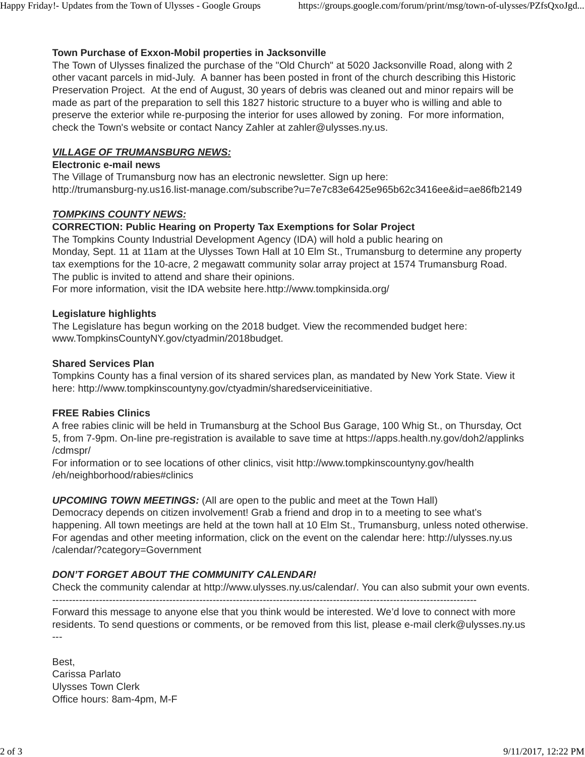**Town Purchase of Exxon-Mobil properties in Jacksonville**

The Town of Ulysses finalized the purchase of the "Old Church" at 5020 Jacksonville Road, along with 2 other vacant parcels in mid-July. A banner has been posted in front of the church describing this Historic Preservation Project. At the end of August, 30 years of debris was cleaned out and minor repairs will be made as part of the preparation to sell this 1827 historic structure to a buyer who is willing and able to preserve the exterior while re-purposing the interior for uses allowed by zoning. For more information, check the Town's website or contact Nancy Zahler at zahler@ulysses.ny.us.

***VILLAGE OF TRUMANSBURG NEWS:***

**Electronic e-mail news**

The Village of Trumansburg now has an electronic newsletter. Sign up here:
http://trumansburg-ny.us16.list-manage.com/subscribe?u=7e7c83e6425e965b62c3416ee&id=ae86fb2149

***TOMPKINS COUNTY NEWS:***

**CORRECTION: Public Hearing on Property Tax Exemptions for Solar Project**

The Tompkins County Industrial Development Agency (IDA) will hold a public hearing on Monday, Sept. 11 at 11am at the Ulysses Town Hall at 10 Elm St., Trumansburg to determine any property tax exemptions for the 10-acre, 2 megawatt community solar array project at 1574 Trumansburg Road. The public is invited to attend and share their opinions.
For more information, visit the IDA website here.http://www.tompkinsida.org/

**Legislature highlights**

The Legislature has begun working on the 2018 budget. View the recommended budget here: www.TompkinsCountyNY.gov/ctyadmin/2018budget.

**Shared Services Plan**

Tompkins County has a final version of its shared services plan, as mandated by New York State. View it here: http://www.tompkinscountyny.gov/ctyadmin/sharedserviceinitiative.

**FREE Rabies Clinics**

A free rabies clinic will be held in Trumansburg at the School Bus Garage, 100 Whig St., on Thursday, Oct 5, from 7-9pm. On-line pre-registration is available to save time at https://apps.health.ny.gov/doh2/applinks/cdmspr/
For information or to see locations of other clinics, visit http://www.tompkinscountyny.gov/health/eh/neighborhood/rabies#clinics

***UPCOMING TOWN MEETINGS:*** (All are open to the public and meet at the Town Hall)
Democracy depends on citizen involvement! Grab a friend and drop in to a meeting to see what's happening. All town meetings are held at the town hall at 10 Elm St., Trumansburg, unless noted otherwise. For agendas and other meeting information, click on the event on the calendar here: http://ulysses.ny.us/calendar/?category=Government

***DON'T FORGET ABOUT THE COMMUNITY CALENDAR!***

Check the community calendar at http://www.ulysses.ny.us/calendar/. You can also submit your own events.

---

Forward this message to anyone else that you think would be interested. We'd love to connect with more residents. To send questions or comments, or be removed from this list, please e-mail clerk@ulysses.ny.us

---

Best,
Carissa Parlato
Ulysses Town Clerk
Office hours: 8am-4pm, M-F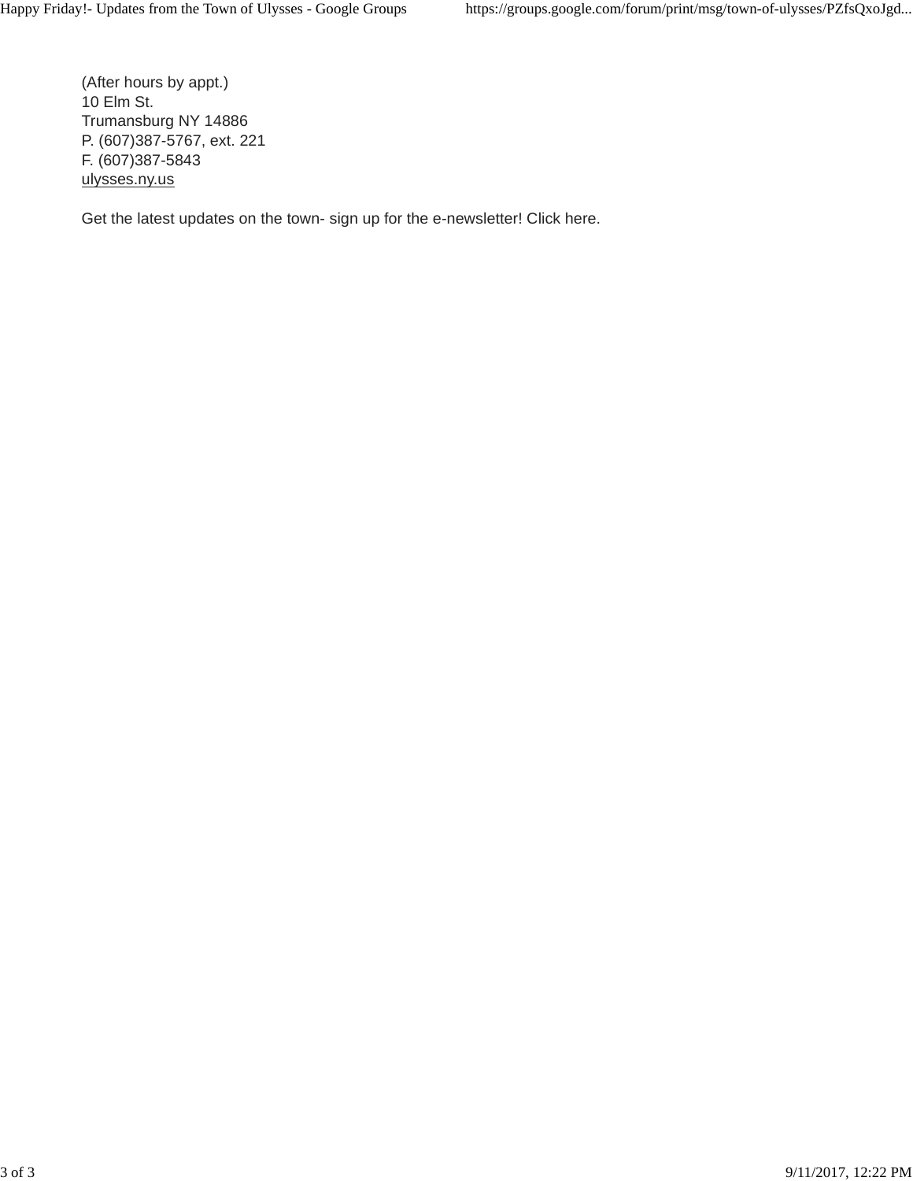(After hours by appt.)
10 Elm St.
Trumansburg NY 14886
P. (607)387-5767, ext. 221
F. (607)387-5843
ulysses.ny.us

Get the latest updates on the town- sign up for the e-newsletter! Click here.